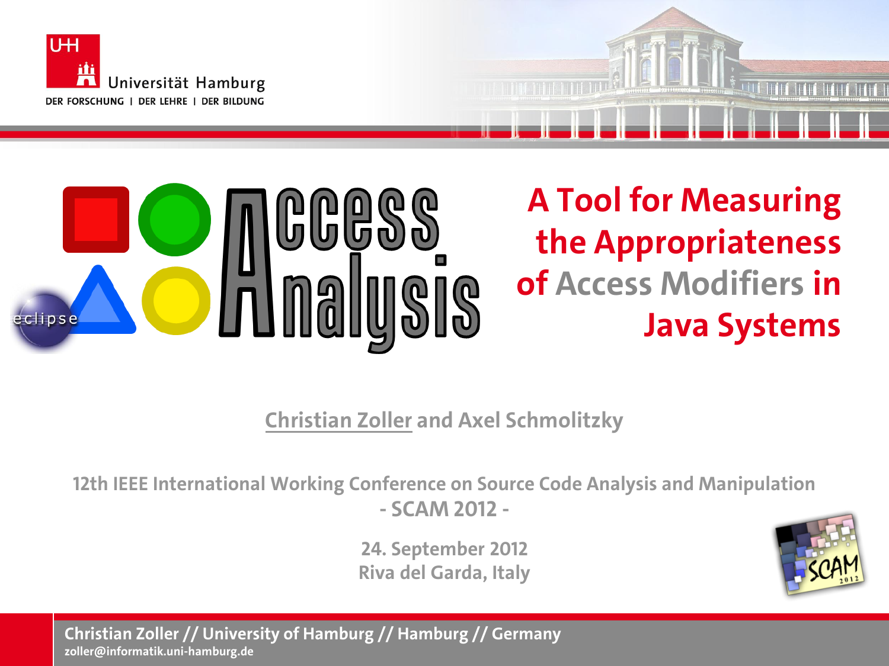Universität Hamburg

DER FORSCHUNG | DER LEHRE | DER BILDUNG

# Access Analysis

# A Tool for Measuring the Appropriateness of Access Modifiers in Java Systems

Christian Zoller and Axel Schmolitzky

12th IEEE International Working Conference on Source Code Analysis and Manipulation

- SCAM 2012 -

24. September 2012

Riva del Garda, Italy

Christian Zoller // University of Hamburg // Hamburg // Germany

zoller@informatik.uni-hamburg.de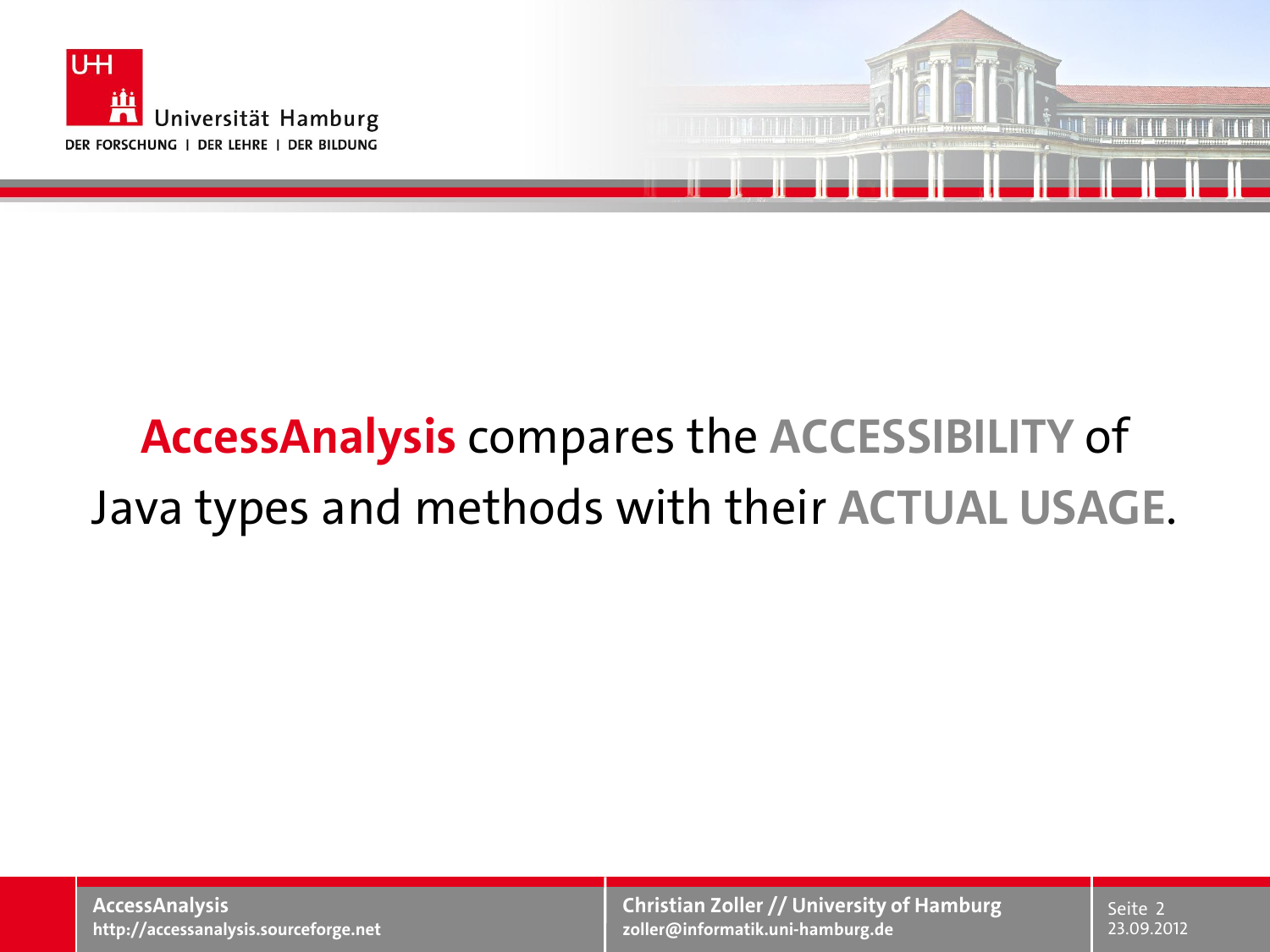**AccessAnalysis** compares the **ACCESSIBILITY** of Java types and methods with their **ACTUAL USAGE**.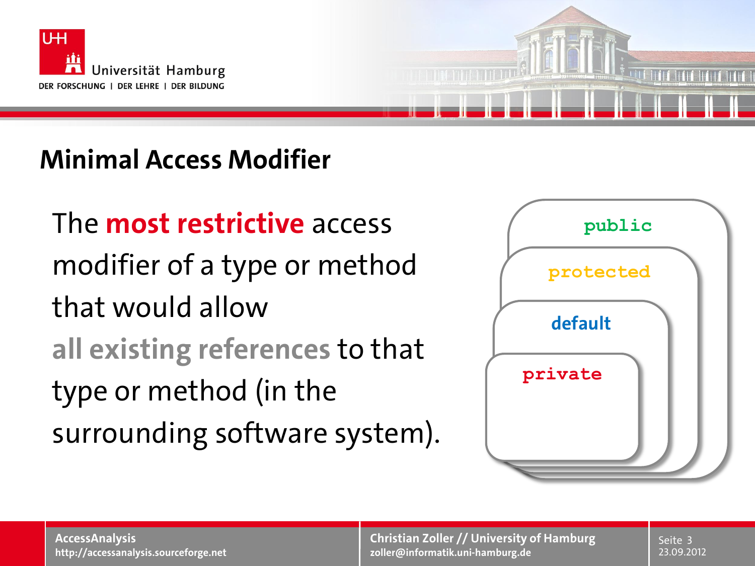## Minimal Access Modifier

The **most restrictive** access modifier of a type or method that would allow **all existing references** to that type or method (in the surrounding software system).

public

protected

default

private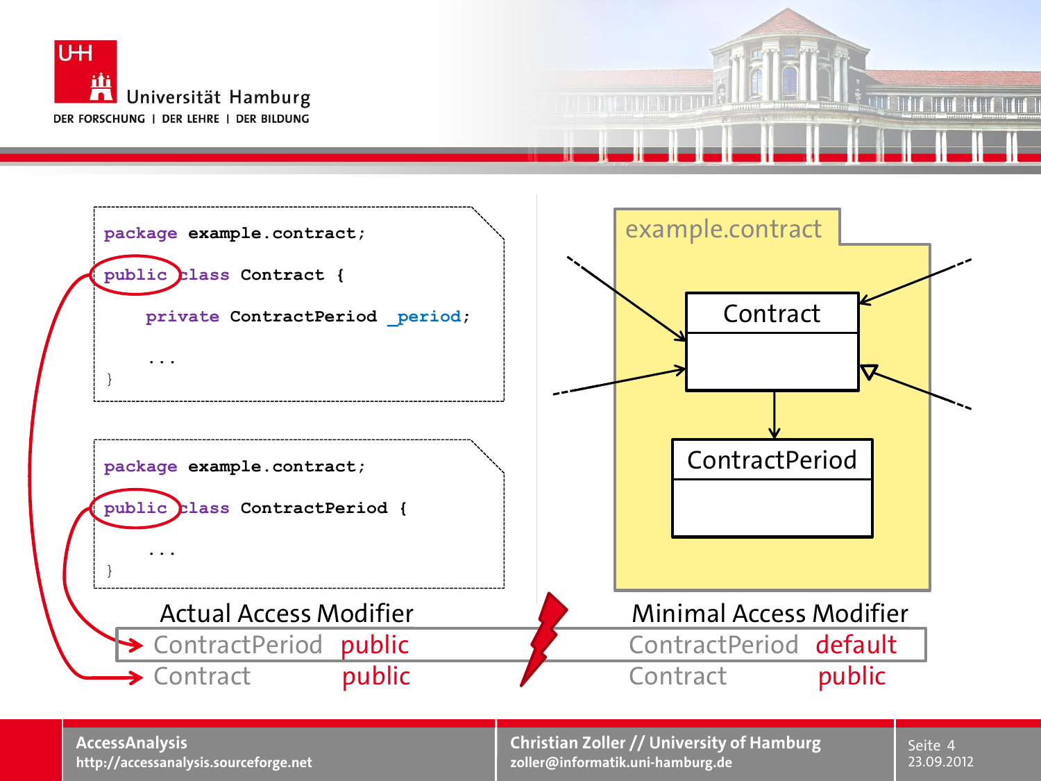```
package example.contract;

public class Contract {

    private ContractPeriod _period;

    ...
}
```

```
package example.contract;

public class ContractPeriod {

    ...
}
```

example.contract

Contract

ContractPeriod

| Actual Access Modifier | | Minimal Access Modifier | |
|---|---|---|---|
| ContractPeriod | public | ContractPeriod | default |
| Contract | public | Contract | public |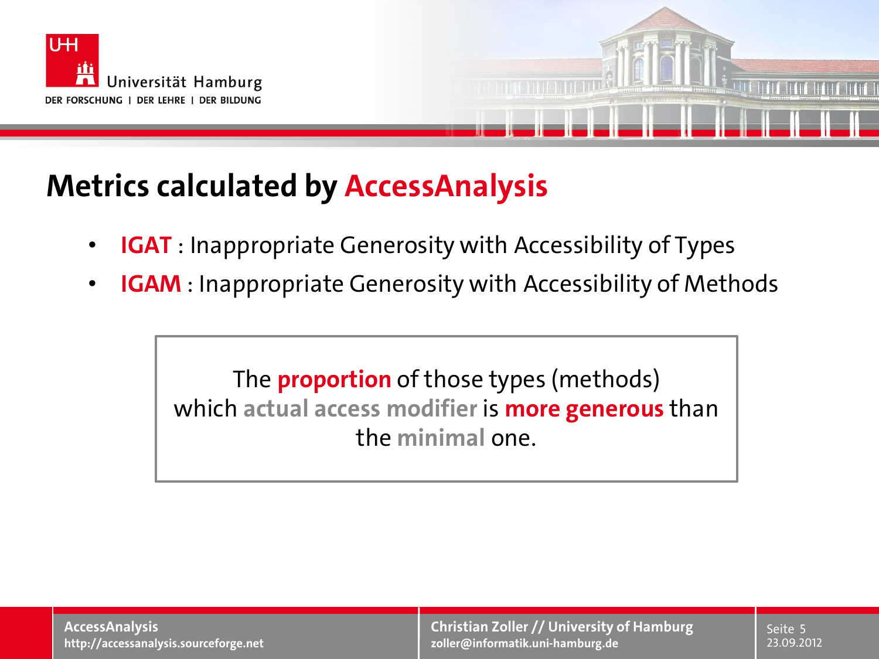# Metrics calculated by AccessAnalysis

- **IGAT** : Inappropriate Generosity with Accessibility of Types
- **IGAM** : Inappropriate Generosity with Accessibility of Methods

The **proportion** of those types (methods) which **actual access modifier** is **more generous** than the **minimal** one.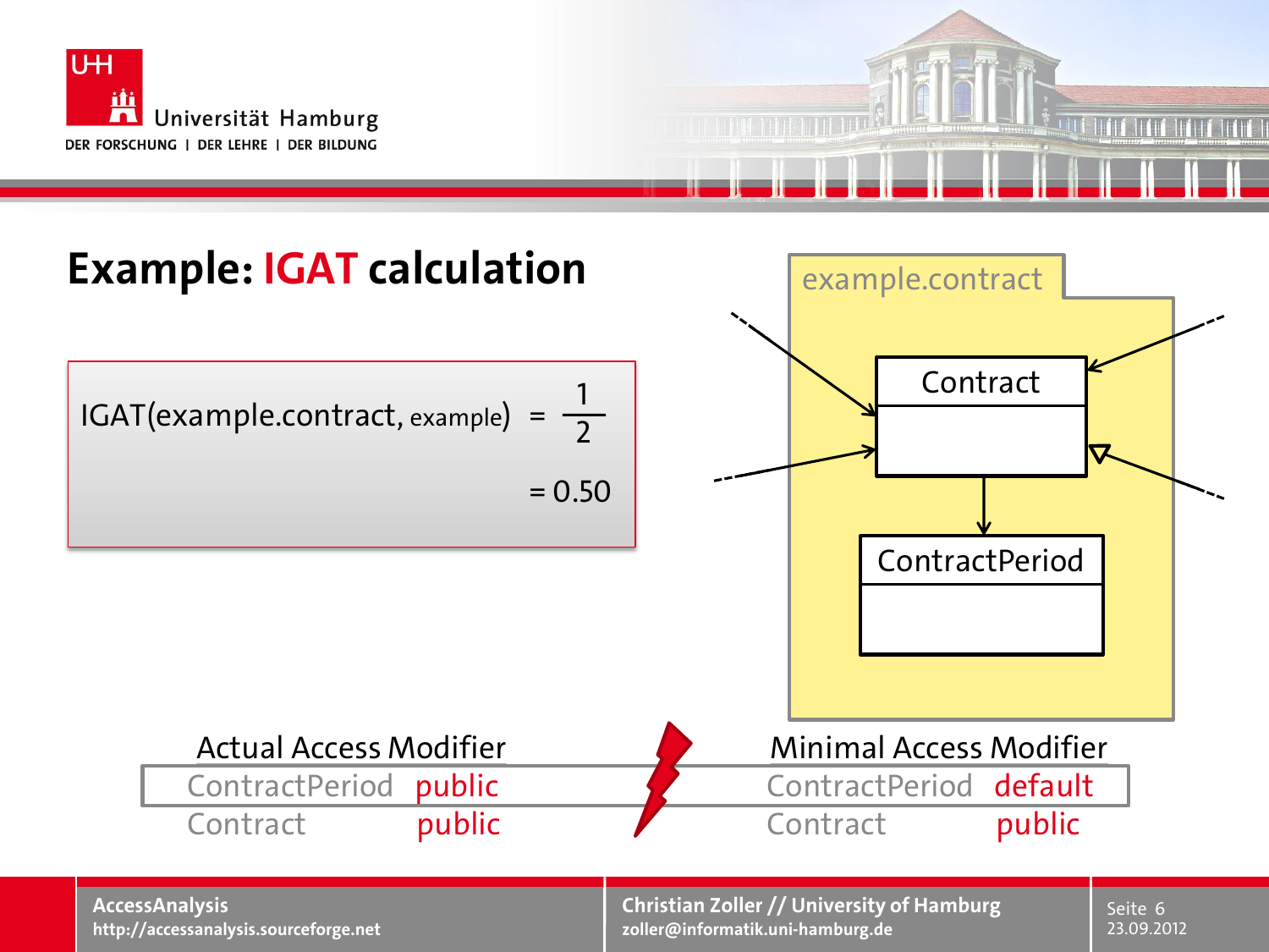# Example: IGAT calculation

$$\text{IGAT}(\text{example.contract}, \text{example}) = \frac{1}{2}$$

$$= 0.50$$

example.contract

Contract

ContractPeriod

| Actual Access Modifier | | Minimal Access Modifier | |
|---|---|---|---|
| ContractPeriod | public | ContractPeriod | default |
| Contract | public | Contract | public |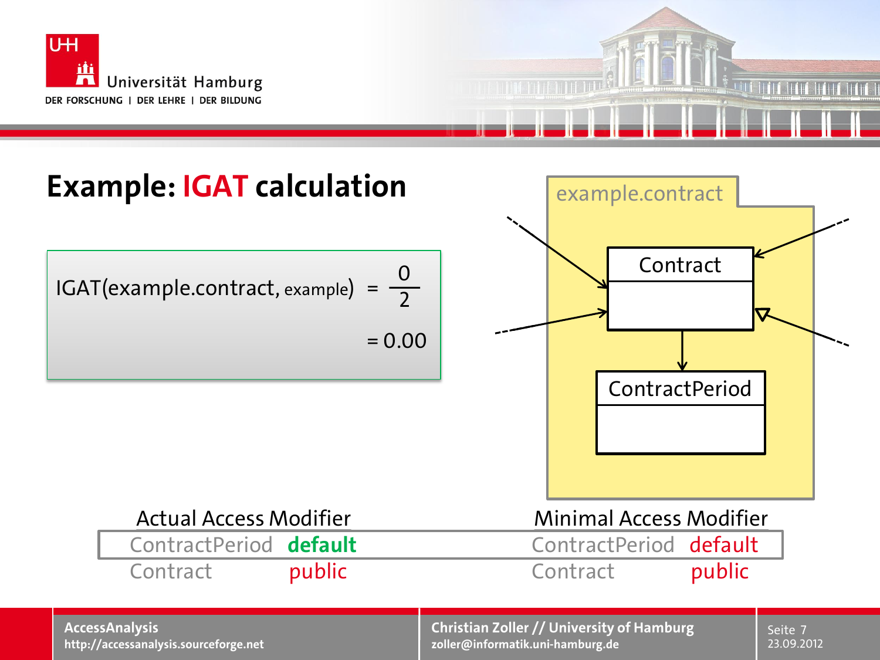# Example: IGAT calculation

$$\text{IGAT}(\text{example.contract}, \text{example}) = \frac{0}{2}$$

$$= 0.00$$

example.contract

Contract

ContractPeriod

| Actual Access Modifier | | Minimal Access Modifier | |
|---|---|---|---|
| ContractPeriod | **default** | ContractPeriod | default |
| Contract | public | Contract | public |

AccessAnalysis
http://accessanalysis.sourceforge.net

Christian Zoller // University of Hamburg
zoller@informatik.uni-hamburg.de

23.09.2012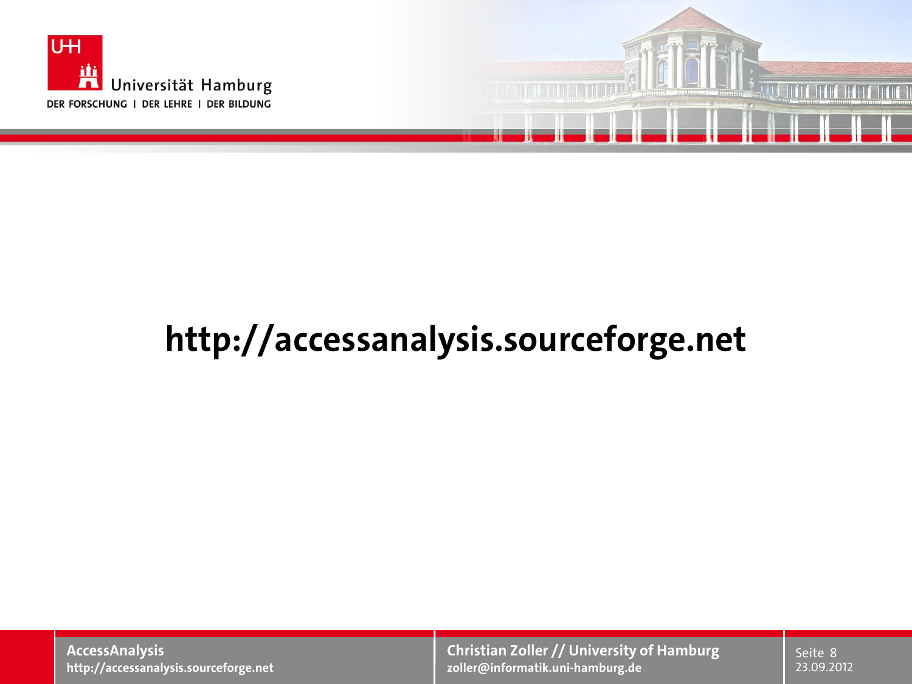# http://accessanalysis.sourceforge.net